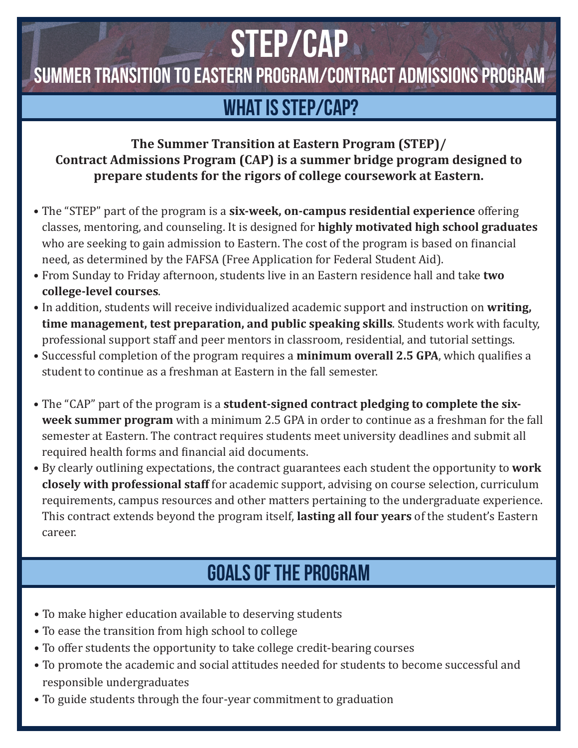# STEP/CAP

## SUMMER TRANSITION TO EASTERN PROGRAM/CONTRACT ADMISSIONS PROGRAM

## WHAT IS STEP/CAP?

**The Summer Transition at Eastern Program (STEP)/ Contract Admissions Program (CAP) is a summer bridge program designed to prepare students for the rigors of college coursework at Eastern.**

- The "STEP" part of the program is a **six-week, on-campus residential experience** offering classes, mentoring, and counseling. It is designed for **highly motivated high school graduates** who are seeking to gain admission to Eastern. The cost of the program is based on financial need, as determined by the FAFSA (Free Application for Federal Student Aid).
- From Sunday to Friday afternoon, students live in an Eastern residence hall and take **two college-level courses**.
- In addition, students will receive individualized academic support and instruction on **writing, time management, test preparation, and public speaking skills**. Students work with faculty, professional support staff and peer mentors in classroom, residential, and tutorial settings.
- Successful completion of the program requires a **minimum overall 2.5 GPA**, which qualifies a student to continue as a freshman at Eastern in the fall semester.

- The "CAP" part of the program is a **student-signed contract pledging to complete the six-week summer program** with a minimum 2.5 GPA in order to continue as a freshman for the fall semester at Eastern. The contract requires students meet university deadlines and submit all required health forms and financial aid documents.
- By clearly outlining expectations, the contract guarantees each student the opportunity to **work closely with professional staff** for academic support, advising on course selection, curriculum requirements, campus resources and other matters pertaining to the undergraduate experience. This contract extends beyond the program itself, **lasting all four years** of the student's Eastern career.

## GOALS OF THE PROGRAM

- To make higher education available to deserving students
- To ease the transition from high school to college
- To offer students the opportunity to take college credit-bearing courses
- To promote the academic and social attitudes needed for students to become successful and responsible undergraduates
- To guide students through the four-year commitment to graduation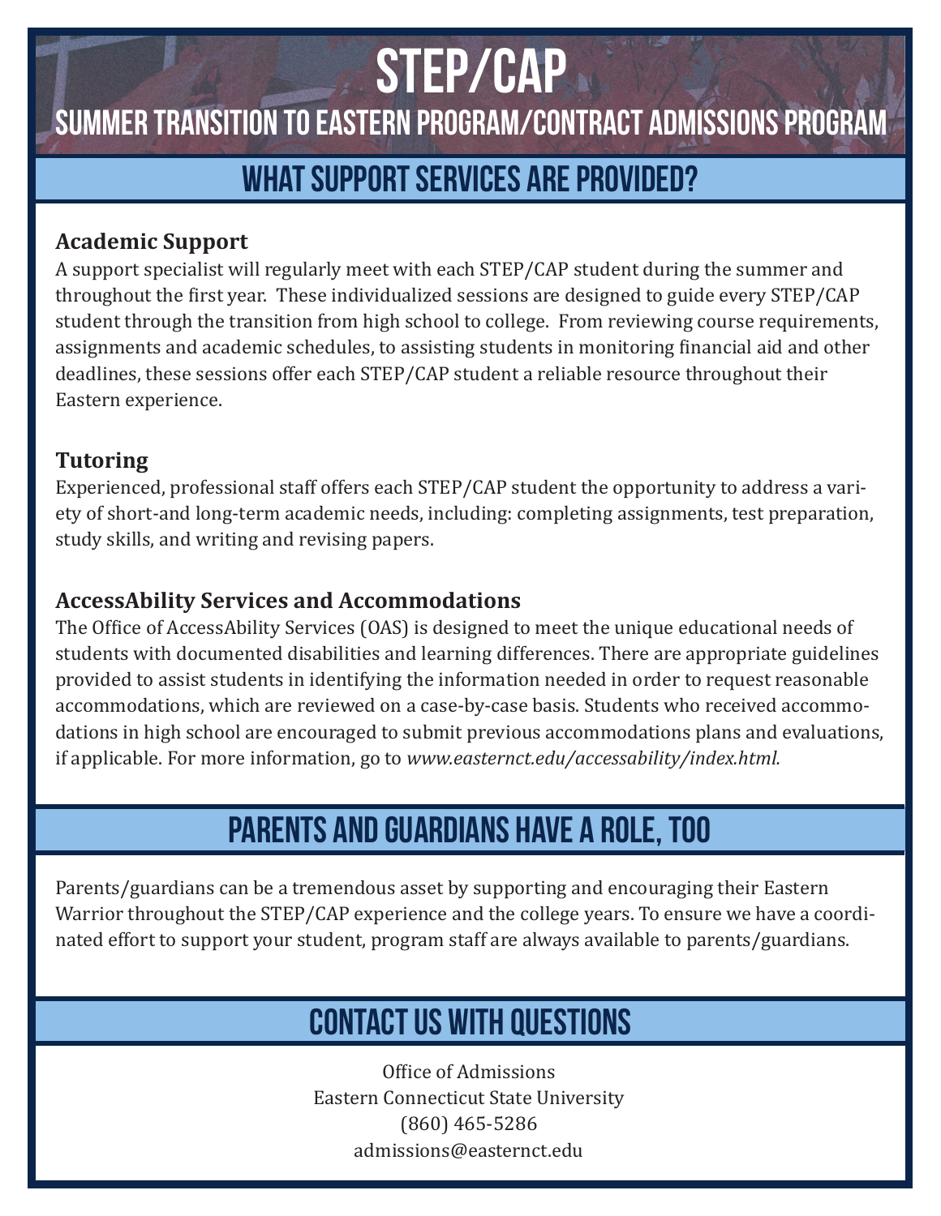# STEP/CAP

## Summer Transition to Eastern Program/Contract Admissions Program

## What Support Services Are Provided?

### Academic Support

A support specialist will regularly meet with each STEP/CAP student during the summer and throughout the first year. These individualized sessions are designed to guide every STEP/CAP student through the transition from high school to college. From reviewing course requirements, assignments and academic schedules, to assisting students in monitoring financial aid and other deadlines, these sessions offer each STEP/CAP student a reliable resource throughout their Eastern experience.

### Tutoring

Experienced, professional staff offers each STEP/CAP student the opportunity to address a variety of short-and long-term academic needs, including: completing assignments, test preparation, study skills, and writing and revising papers.

### AccessAbility Services and Accommodations

The Office of AccessAbility Services (OAS) is designed to meet the unique educational needs of students with documented disabilities and learning differences. There are appropriate guidelines provided to assist students in identifying the information needed in order to request reasonable accommodations, which are reviewed on a case-by-case basis. Students who received accommodations in high school are encouraged to submit previous accommodations plans and evaluations, if applicable. For more information, go to *www.easternct.edu/accessability/index.html.*

## Parents and Guardians Have a Role, Too

Parents/guardians can be a tremendous asset by supporting and encouraging their Eastern Warrior throughout the STEP/CAP experience and the college years. To ensure we have a coordinated effort to support your student, program staff are always available to parents/guardians.

## Contact Us With Questions

Office of Admissions
Eastern Connecticut State University
(860) 465-5286
admissions@easternct.edu